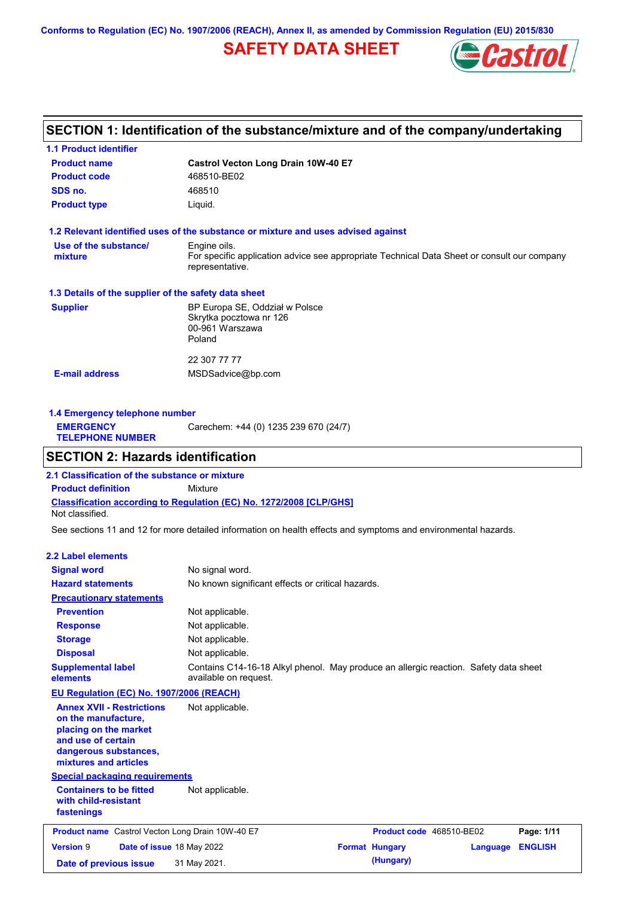Conforms to Regulation (EC) No. 1907/2006 (REACH), Annex II, as amended by Commission Regulation (EU) 2015/830

# SAFETY DATA SHEET

## SECTION 1: Identification of the substance/mixture and of the company/undertaking

### 1.1 Product identifier

| | |
|---|---|
| **Product name** | **Castrol Vecton Long Drain 10W-40 E7** |
| **Product code** | 468510-BE02 |
| **SDS no.** | 468510 |
| **Product type** | Liquid. |

### 1.2 Relevant identified uses of the substance or mixture and uses advised against

| | |
|---|---|
| **Use of the substance/ mixture** | Engine oils.<br>For specific application advice see appropriate Technical Data Sheet or consult our company representative. |

### 1.3 Details of the supplier of the safety data sheet

| | |
|---|---|
| **Supplier** | BP Europa SE, Oddział w Polsce<br>Skrytka pocztowa nr 126<br>00-961 Warszawa<br>Poland<br><br>22 307 77 77 |
| **E-mail address** | MSDSadvice@bp.com |

### 1.4 Emergency telephone number

| | |
|---|---|
| **EMERGENCY TELEPHONE NUMBER** | Carechem: +44 (0) 1235 239 670 (24/7) |

## SECTION 2: Hazards identification

### 2.1 Classification of the substance or mixture

**Product definition** Mixture

**Classification according to Regulation (EC) No. 1272/2008 [CLP/GHS]**

Not classified.

See sections 11 and 12 for more detailed information on health effects and symptoms and environmental hazards.

### 2.2 Label elements

| | |
|---|---|
| **Signal word** | No signal word. |
| **Hazard statements** | No known significant effects or critical hazards. |

**Precautionary statements**

| | |
|---|---|
| **Prevention** | Not applicable. |
| **Response** | Not applicable. |
| **Storage** | Not applicable. |
| **Disposal** | Not applicable. |
| **Supplemental label elements** | Contains C14-16-18 Alkyl phenol. May produce an allergic reaction. Safety data sheet available on request. |

**EU Regulation (EC) No. 1907/2006 (REACH)**

| | |
|---|---|
| **Annex XVII - Restrictions on the manufacture, placing on the market and use of certain dangerous substances, mixtures and articles** | Not applicable. |

**Special packaging requirements**

| | |
|---|---|
| **Containers to be fitted with child-resistant fastenings** | Not applicable. |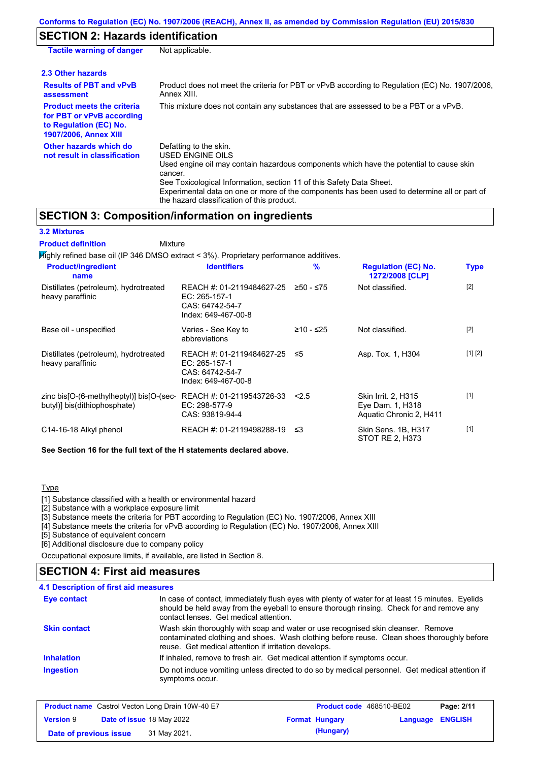Conforms to Regulation (EC) No. 1907/2006 (REACH), Annex II, as amended by Commission Regulation (EU) 2015/830

## SECTION 2: Hazards identification

| | |
|---|---|
| **Tactile warning of danger** | Not applicable. |

### 2.3 Other hazards

| | |
|---|---|
| **Results of PBT and vPvB assessment** | Product does not meet the criteria for PBT or vPvB according to Regulation (EC) No. 1907/2006, Annex XIII. |
| **Product meets the criteria for PBT or vPvB according to Regulation (EC) No. 1907/2006, Annex XIII** | This mixture does not contain any substances that are assessed to be a PBT or a vPvB. |
| **Other hazards which do not result in classification** | Defatting to the skin.<br>USED ENGINE OILS<br>Used engine oil may contain hazardous components which have the potential to cause skin cancer.<br>See Toxicological Information, section 11 of this Safety Data Sheet.<br>Experimental data on one or more of the components has been used to determine all or part of the hazard classification of this product. |

## SECTION 3: Composition/information on ingredients

### 3.2 Mixtures

**Product definition** Mixture

Highly refined base oil (IP 346 DMSO extract < 3%). Proprietary performance additives.

| Product/ingredient name | Identifiers | % | Regulation (EC) No. 1272/2008 [CLP] | Type |
|---|---|---|---|---|
| Distillates (petroleum), hydrotreated heavy paraffinic | REACH #: 01-2119484627-25<br>EC: 265-157-1<br>CAS: 64742-54-7<br>Index: 649-467-00-8 | ≥50 - ≤75 | Not classified. | [2] |
| Base oil - unspecified | Varies - See Key to abbreviations | ≥10 - ≤25 | Not classified. | [2] |
| Distillates (petroleum), hydrotreated heavy paraffinic | REACH #: 01-2119484627-25<br>EC: 265-157-1<br>CAS: 64742-54-7<br>Index: 649-467-00-8 | ≤5 | Asp. Tox. 1, H304 | [1] [2] |
| zinc bis[O-(6-methylheptyl)] bis[O-(sec-butyl)] bis(dithiophosphate) | REACH #: 01-2119543726-33<br>EC: 298-577-9<br>CAS: 93819-94-4 | <2.5 | Skin Irrit. 2, H315<br>Eye Dam. 1, H318<br>Aquatic Chronic 2, H411 | [1] |
| C14-16-18 Alkyl phenol | REACH #: 01-2119498288-19 | ≤3 | Skin Sens. 1B, H317<br>STOT RE 2, H373 | [1] |

**See Section 16 for the full text of the H statements declared above.**

Type

[1] Substance classified with a health or environmental hazard
[2] Substance with a workplace exposure limit
[3] Substance meets the criteria for PBT according to Regulation (EC) No. 1907/2006, Annex XIII
[4] Substance meets the criteria for vPvB according to Regulation (EC) No. 1907/2006, Annex XIII
[5] Substance of equivalent concern
[6] Additional disclosure due to company policy

Occupational exposure limits, if available, are listed in Section 8.

## SECTION 4: First aid measures

### 4.1 Description of first aid measures

| | |
|---|---|
| **Eye contact** | In case of contact, immediately flush eyes with plenty of water for at least 15 minutes. Eyelids should be held away from the eyeball to ensure thorough rinsing. Check for and remove any contact lenses. Get medical attention. |
| **Skin contact** | Wash skin thoroughly with soap and water or use recognised skin cleanser. Remove contaminated clothing and shoes. Wash clothing before reuse. Clean shoes thoroughly before reuse. Get medical attention if irritation develops. |
| **Inhalation** | If inhaled, remove to fresh air. Get medical attention if symptoms occur. |
| **Ingestion** | Do not induce vomiting unless directed to do so by medical personnel. Get medical attention if symptoms occur. |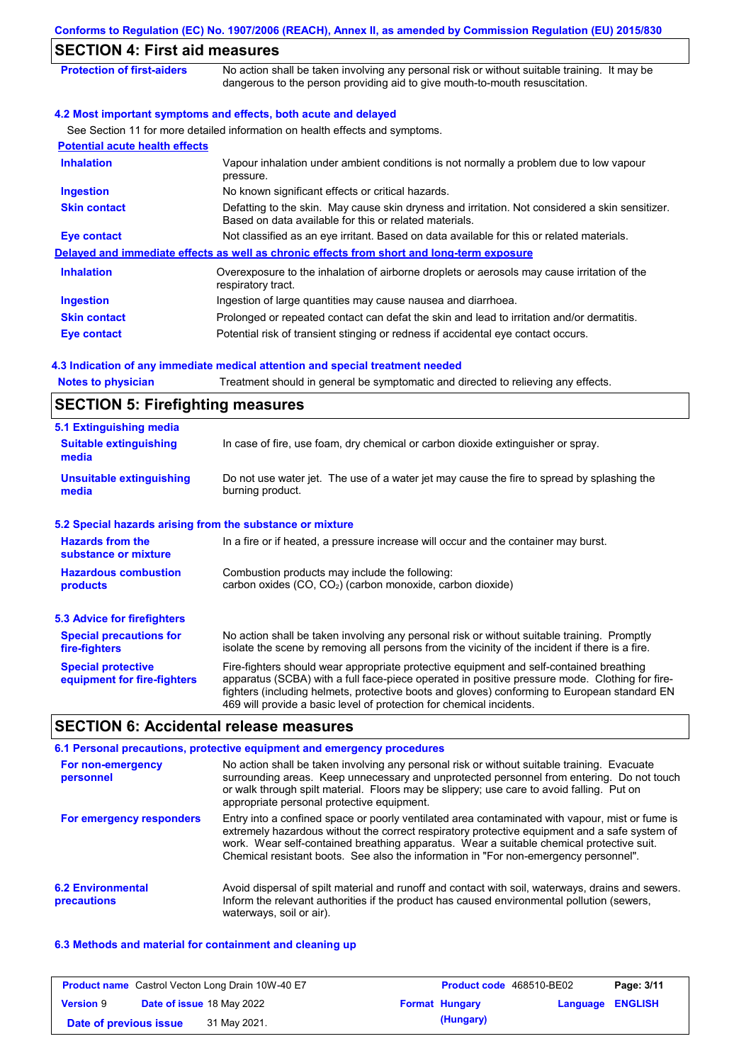## SECTION 4: First aid measures

| | |
|---|---|
| **Protection of first-aiders** | No action shall be taken involving any personal risk or without suitable training. It may be dangerous to the person providing aid to give mouth-to-mouth resuscitation. |

### 4.2 Most important symptoms and effects, both acute and delayed

See Section 11 for more detailed information on health effects and symptoms.

**Potential acute health effects**

| | |
|---|---|
| **Inhalation** | Vapour inhalation under ambient conditions is not normally a problem due to low vapour pressure. |
| **Ingestion** | No known significant effects or critical hazards. |
| **Skin contact** | Defatting to the skin. May cause skin dryness and irritation. Not considered a skin sensitizer. Based on data available for this or related materials. |
| **Eye contact** | Not classified as an eye irritant. Based on data available for this or related materials. |

**Delayed and immediate effects as well as chronic effects from short and long-term exposure**

| | |
|---|---|
| **Inhalation** | Overexposure to the inhalation of airborne droplets or aerosols may cause irritation of the respiratory tract. |
| **Ingestion** | Ingestion of large quantities may cause nausea and diarrhoea. |
| **Skin contact** | Prolonged or repeated contact can defat the skin and lead to irritation and/or dermatitis. |
| **Eye contact** | Potential risk of transient stinging or redness if accidental eye contact occurs. |

### 4.3 Indication of any immediate medical attention and special treatment needed

| | |
|---|---|
| **Notes to physician** | Treatment should in general be symptomatic and directed to relieving any effects. |

## SECTION 5: Firefighting measures

### 5.1 Extinguishing media

| | |
|---|---|
| **Suitable extinguishing media** | In case of fire, use foam, dry chemical or carbon dioxide extinguisher or spray. |
| **Unsuitable extinguishing media** | Do not use water jet. The use of a water jet may cause the fire to spread by splashing the burning product. |

### 5.2 Special hazards arising from the substance or mixture

| | |
|---|---|
| **Hazards from the substance or mixture** | In a fire or if heated, a pressure increase will occur and the container may burst. |
| **Hazardous combustion products** | Combustion products may include the following: carbon oxides (CO, $CO_2$) (carbon monoxide, carbon dioxide) |

### 5.3 Advice for firefighters

| | |
|---|---|
| **Special precautions for fire-fighters** | No action shall be taken involving any personal risk or without suitable training. Promptly isolate the scene by removing all persons from the vicinity of the incident if there is a fire. |
| **Special protective equipment for fire-fighters** | Fire-fighters should wear appropriate protective equipment and self-contained breathing apparatus (SCBA) with a full face-piece operated in positive pressure mode. Clothing for fire-fighters (including helmets, protective boots and gloves) conforming to European standard EN 469 will provide a basic level of protection for chemical incidents. |

## SECTION 6: Accidental release measures

### 6.1 Personal precautions, protective equipment and emergency procedures

| | |
|---|---|
| **For non-emergency personnel** | No action shall be taken involving any personal risk or without suitable training. Evacuate surrounding areas. Keep unnecessary and unprotected personnel from entering. Do not touch or walk through spilt material. Floors may be slippery; use care to avoid falling. Put on appropriate personal protective equipment. |
| **For emergency responders** | Entry into a confined space or poorly ventilated area contaminated with vapour, mist or fume is extremely hazardous without the correct respiratory protective equipment and a safe system of work. Wear self-contained breathing apparatus. Wear a suitable chemical protective suit. Chemical resistant boots. See also the information in "For non-emergency personnel". |
| **6.2 Environmental precautions** | Avoid dispersal of spilt material and runoff and contact with soil, waterways, drains and sewers. Inform the relevant authorities if the product has caused environmental pollution (sewers, waterways, soil or air). |

### 6.3 Methods and material for containment and cleaning up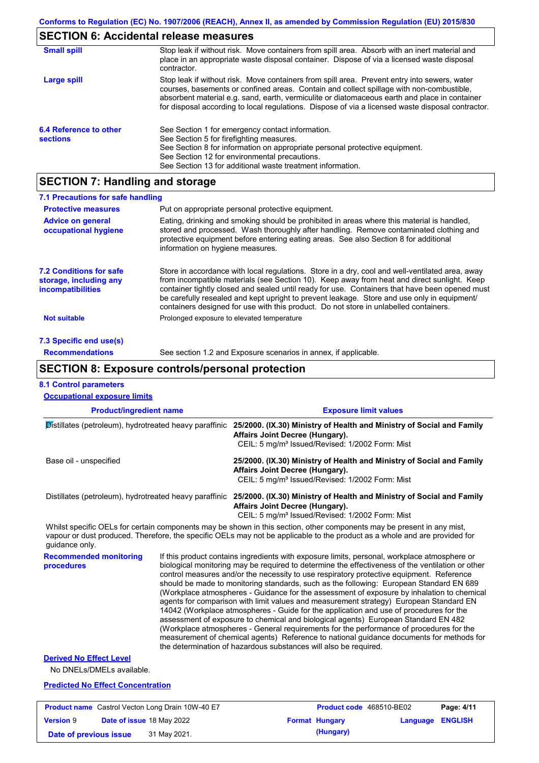## SECTION 6: Accidental release measures

**Small spill**

Stop leak if without risk. Move containers from spill area. Absorb with an inert material and place in an appropriate waste disposal container. Dispose of via a licensed waste disposal contractor.

**Large spill**

Stop leak if without risk. Move containers from spill area. Prevent entry into sewers, water courses, basements or confined areas. Contain and collect spillage with non-combustible, absorbent material e.g. sand, earth, vermiculite or diatomaceous earth and place in container for disposal according to local regulations. Dispose of via a licensed waste disposal contractor.

**6.4 Reference to other sections**

See Section 1 for emergency contact information.
See Section 5 for firefighting measures.
See Section 8 for information on appropriate personal protective equipment.
See Section 12 for environmental precautions.
See Section 13 for additional waste treatment information.

## SECTION 7: Handling and storage

### 7.1 Precautions for safe handling

**Protective measures**

Put on appropriate personal protective equipment.

**Advice on general occupational hygiene**

Eating, drinking and smoking should be prohibited in areas where this material is handled, stored and processed. Wash thoroughly after handling. Remove contaminated clothing and protective equipment before entering eating areas. See also Section 8 for additional information on hygiene measures.

**7.2 Conditions for safe storage, including any incompatibilities**

Store in accordance with local regulations. Store in a dry, cool and well-ventilated area, away from incompatible materials (see Section 10). Keep away from heat and direct sunlight. Keep container tightly closed and sealed until ready for use. Containers that have been opened must be carefully resealed and kept upright to prevent leakage. Store and use only in equipment/ containers designed for use with this product. Do not store in unlabelled containers.

**Not suitable**

Prolonged exposure to elevated temperature

### 7.3 Specific end use(s)

**Recommendations**

See section 1.2 and Exposure scenarios in annex, if applicable.

## SECTION 8: Exposure controls/personal protection

### 8.1 Control parameters

**Occupational exposure limits**

| Product/ingredient name | Exposure limit values |
|---|---|
| Distillates (petroleum), hydrotreated heavy paraffinic | **25/2000. (IX.30) Ministry of Health and Ministry of Social and Family Affairs Joint Decree (Hungary).** CEIL: 5 mg/m³ Issued/Revised: 1/2002 Form: Mist |
| Base oil - unspecified | **25/2000. (IX.30) Ministry of Health and Ministry of Social and Family Affairs Joint Decree (Hungary).** CEIL: 5 mg/m³ Issued/Revised: 1/2002 Form: Mist |
| Distillates (petroleum), hydrotreated heavy paraffinic | **25/2000. (IX.30) Ministry of Health and Ministry of Social and Family Affairs Joint Decree (Hungary).** CEIL: 5 mg/m³ Issued/Revised: 1/2002 Form: Mist |

Whilst specific OELs for certain components may be shown in this section, other components may be present in any mist, vapour or dust produced. Therefore, the specific OELs may not be applicable to the product as a whole and are provided for guidance only.

**Recommended monitoring procedures**

If this product contains ingredients with exposure limits, personal, workplace atmosphere or biological monitoring may be required to determine the effectiveness of the ventilation or other control measures and/or the necessity to use respiratory protective equipment. Reference should be made to monitoring standards, such as the following: European Standard EN 689 (Workplace atmospheres - Guidance for the assessment of exposure by inhalation to chemical agents for comparison with limit values and measurement strategy) European Standard EN 14042 (Workplace atmospheres - Guide for the application and use of procedures for the assessment of exposure to chemical and biological agents) European Standard EN 482 (Workplace atmospheres - General requirements for the performance of procedures for the measurement of chemical agents) Reference to national guidance documents for methods for the determination of hazardous substances will also be required.

**Derived No Effect Level**

No DNELs/DMELs available.

**Predicted No Effect Concentration**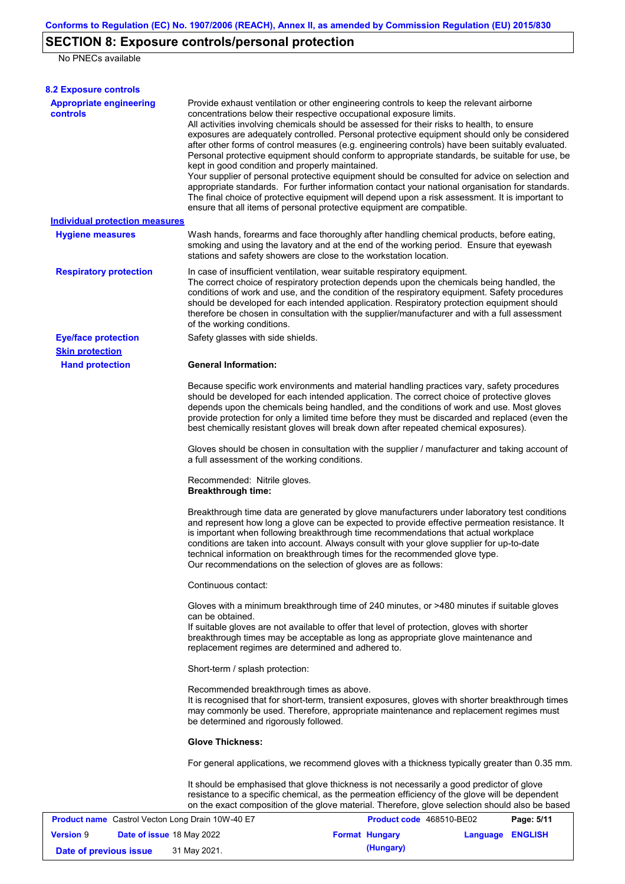## SECTION 8: Exposure controls/personal protection

No PNECs available

### 8.2 Exposure controls

**Appropriate engineering controls**

Provide exhaust ventilation or other engineering controls to keep the relevant airborne concentrations below their respective occupational exposure limits.
All activities involving chemicals should be assessed for their risks to health, to ensure exposures are adequately controlled. Personal protective equipment should only be considered after other forms of control measures (e.g. engineering controls) have been suitably evaluated. Personal protective equipment should conform to appropriate standards, be suitable for use, be kept in good condition and properly maintained.
Your supplier of personal protective equipment should be consulted for advice on selection and appropriate standards. For further information contact your national organisation for standards. The final choice of protective equipment will depend upon a risk assessment. It is important to ensure that all items of personal protective equipment are compatible.

**Individual protection measures**

**Hygiene measures**

Wash hands, forearms and face thoroughly after handling chemical products, before eating, smoking and using the lavatory and at the end of the working period. Ensure that eyewash stations and safety showers are close to the workstation location.

**Respiratory protection**

In case of insufficient ventilation, wear suitable respiratory equipment.
The correct choice of respiratory protection depends upon the chemicals being handled, the conditions of work and use, and the condition of the respiratory equipment. Safety procedures should be developed for each intended application. Respiratory protection equipment should therefore be chosen in consultation with the supplier/manufacturer and with a full assessment of the working conditions.

**Eye/face protection**

Safety glasses with side shields.

**Skin protection**

**Hand protection**

**General Information:**

Because specific work environments and material handling practices vary, safety procedures should be developed for each intended application. The correct choice of protective gloves depends upon the chemicals being handled, and the conditions of work and use. Most gloves provide protection for only a limited time before they must be discarded and replaced (even the best chemically resistant gloves will break down after repeated chemical exposures).

Gloves should be chosen in consultation with the supplier / manufacturer and taking account of a full assessment of the working conditions.

Recommended: Nitrile gloves.
**Breakthrough time:**

Breakthrough time data are generated by glove manufacturers under laboratory test conditions and represent how long a glove can be expected to provide effective permeation resistance. It is important when following breakthrough time recommendations that actual workplace conditions are taken into account. Always consult with your glove supplier for up-to-date technical information on breakthrough times for the recommended glove type.
Our recommendations on the selection of gloves are as follows:

Continuous contact:

Gloves with a minimum breakthrough time of 240 minutes, or >480 minutes if suitable gloves can be obtained.
If suitable gloves are not available to offer that level of protection, gloves with shorter breakthrough times may be acceptable as long as appropriate glove maintenance and replacement regimes are determined and adhered to.

Short-term / splash protection:

Recommended breakthrough times as above.
It is recognised that for short-term, transient exposures, gloves with shorter breakthrough times may commonly be used. Therefore, appropriate maintenance and replacement regimes must be determined and rigorously followed.

**Glove Thickness:**

For general applications, we recommend gloves with a thickness typically greater than 0.35 mm.

It should be emphasised that glove thickness is not necessarily a good predictor of glove resistance to a specific chemical, as the permeation efficiency of the glove will be dependent on the exact composition of the glove material. Therefore, glove selection should also be based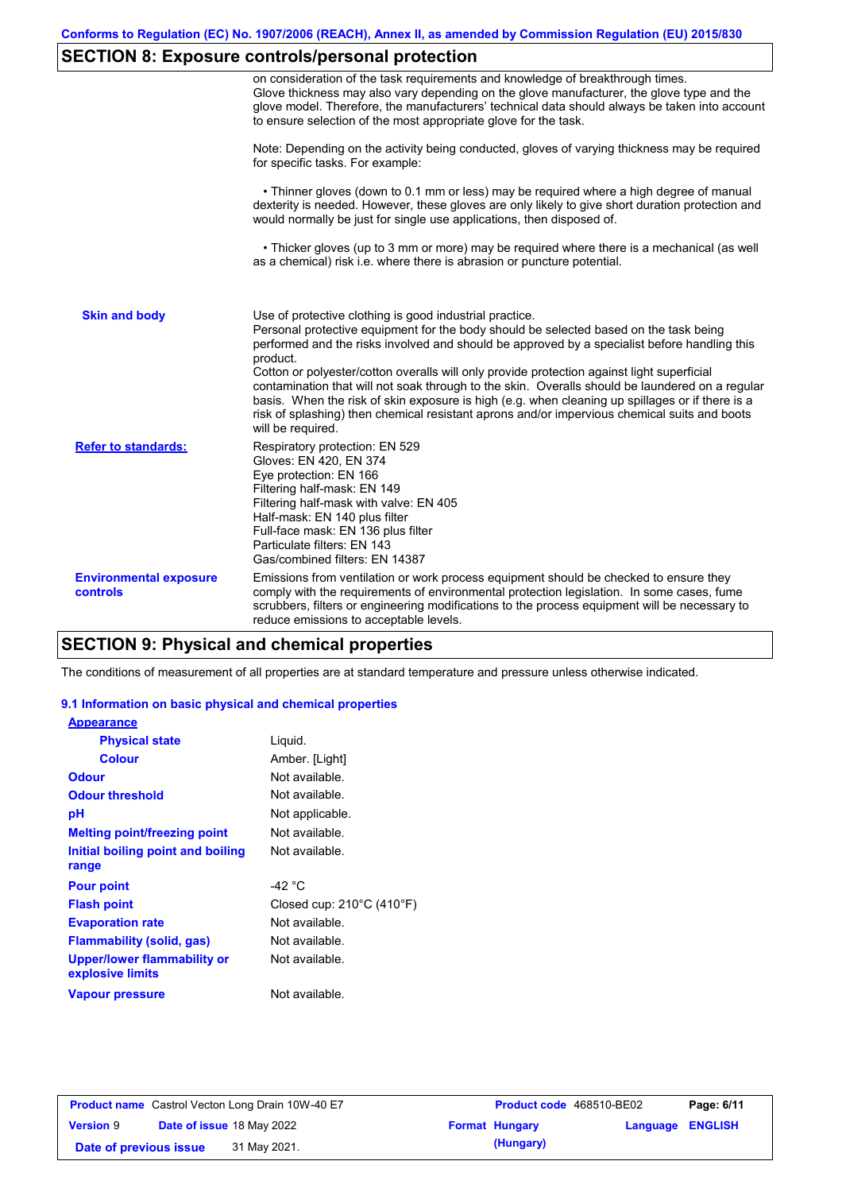## SECTION 8: Exposure controls/personal protection

| | |
|---|---|
| | on consideration of the task requirements and knowledge of breakthrough times. Glove thickness may also vary depending on the glove manufacturer, the glove type and the glove model. Therefore, the manufacturers' technical data should always be taken into account to ensure selection of the most appropriate glove for the task.<br><br>Note: Depending on the activity being conducted, gloves of varying thickness may be required for specific tasks. For example:<br><br>• Thinner gloves (down to 0.1 mm or less) may be required where a high degree of manual dexterity is needed. However, these gloves are only likely to give short duration protection and would normally be just for single use applications, then disposed of.<br><br>• Thicker gloves (up to 3 mm or more) may be required where there is a mechanical (as well as a chemical) risk i.e. where there is abrasion or puncture potential. |
| **Skin and body** | Use of protective clothing is good industrial practice.<br>Personal protective equipment for the body should be selected based on the task being performed and the risks involved and should be approved by a specialist before handling this product.<br>Cotton or polyester/cotton overalls will only provide protection against light superficial contamination that will not soak through to the skin. Overalls should be laundered on a regular basis. When the risk of skin exposure is high (e.g. when cleaning up spillages or if there is a risk of splashing) then chemical resistant aprons and/or impervious chemical suits and boots will be required. |
| **Refer to standards:** | Respiratory protection: EN 529<br>Gloves: EN 420, EN 374<br>Eye protection: EN 166<br>Filtering half-mask: EN 149<br>Filtering half-mask with valve: EN 405<br>Half-mask: EN 140 plus filter<br>Full-face mask: EN 136 plus filter<br>Particulate filters: EN 143<br>Gas/combined filters: EN 14387 |
| **Environmental exposure controls** | Emissions from ventilation or work process equipment should be checked to ensure they comply with the requirements of environmental protection legislation. In some cases, fume scrubbers, filters or engineering modifications to the process equipment will be necessary to reduce emissions to acceptable levels. |

## SECTION 9: Physical and chemical properties

The conditions of measurement of all properties are at standard temperature and pressure unless otherwise indicated.

### 9.1 Information on basic physical and chemical properties

| | |
|---|---|
| **Appearance** | |
| **Physical state** | Liquid. |
| **Colour** | Amber. [Light] |
| **Odour** | Not available. |
| **Odour threshold** | Not available. |
| **pH** | Not applicable. |
| **Melting point/freezing point** | Not available. |
| **Initial boiling point and boiling range** | Not available. |
| **Pour point** | -42 °C |
| **Flash point** | Closed cup: 210°C (410°F) |
| **Evaporation rate** | Not available. |
| **Flammability (solid, gas)** | Not available. |
| **Upper/lower flammability or explosive limits** | Not available. |
| **Vapour pressure** | Not available. |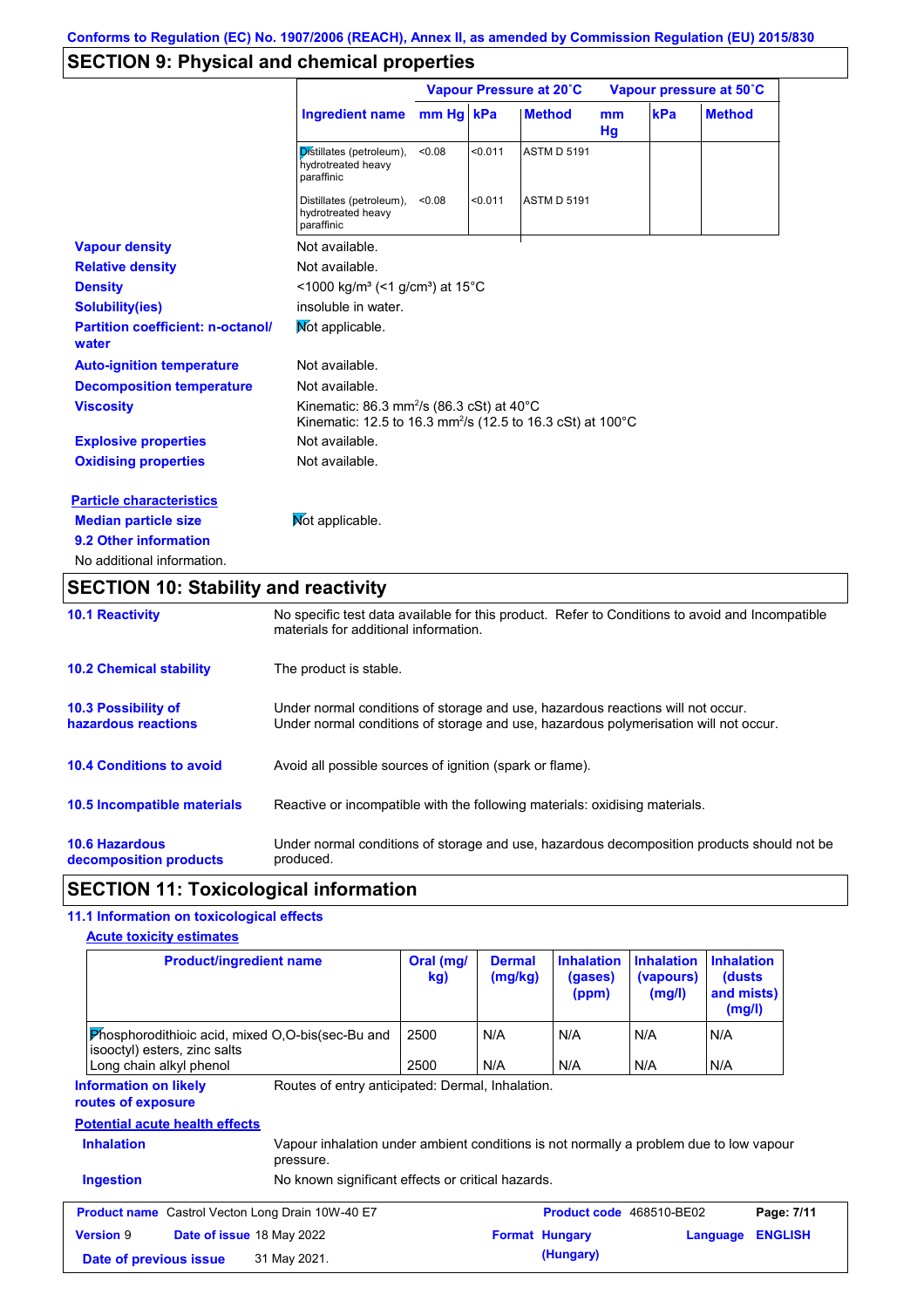## SECTION 9: Physical and chemical properties

| | Vapour Pressure at 20˚C | | | Vapour pressure at 50˚C | | |
|---|---|---|---|---|---|---|
| Ingredient name | mm Hg | kPa | Method | mm Hg | kPa | Method |
| Distillates (petroleum), hydrotreated heavy paraffinic | <0.08 | <0.011 | ASTM D 5191 | | | |
| Distillates (petroleum), hydrotreated heavy paraffinic | <0.08 | <0.011 | ASTM D 5191 | | | |

**Vapour density** Not available.

**Relative density** Not available.

**Density** <1000 kg/m³ (<1 g/cm³) at 15°C

**Solubility(ies)** insoluble in water.

**Partition coefficient: n-octanol/water** Not applicable.

**Auto-ignition temperature** Not available.

**Decomposition temperature** Not available.

**Viscosity** Kinematic: 86.3 mm²/s (86.3 cSt) at 40°C
Kinematic: 12.5 to 16.3 mm²/s (12.5 to 16.3 cSt) at 100°C

**Explosive properties** Not available.

**Oxidising properties** Not available.

**Particle characteristics**

**Median particle size** Not applicable.

**9.2 Other information**

No additional information.

## SECTION 10: Stability and reactivity

**10.1 Reactivity** No specific test data available for this product. Refer to Conditions to avoid and Incompatible materials for additional information.

**10.2 Chemical stability** The product is stable.

**10.3 Possibility of hazardous reactions** Under normal conditions of storage and use, hazardous reactions will not occur.
Under normal conditions of storage and use, hazardous polymerisation will not occur.

**10.4 Conditions to avoid** Avoid all possible sources of ignition (spark or flame).

**10.5 Incompatible materials** Reactive or incompatible with the following materials: oxidising materials.

**10.6 Hazardous decomposition products** Under normal conditions of storage and use, hazardous decomposition products should not be produced.

## SECTION 11: Toxicological information

**11.1 Information on toxicological effects**

**Acute toxicity estimates**

| Product/ingredient name | Oral (mg/kg) | Dermal (mg/kg) | Inhalation (gases) (ppm) | Inhalation (vapours) (mg/l) | Inhalation (dusts and mists) (mg/l) |
|---|---|---|---|---|---|
| Phosphorodithioic acid, mixed O,O-bis(sec-Bu and isooctyl) esters, zinc salts | 2500 | N/A | N/A | N/A | N/A |
| Long chain alkyl phenol | 2500 | N/A | N/A | N/A | N/A |

**Information on likely routes of exposure** Routes of entry anticipated: Dermal, Inhalation.

**Potential acute health effects**

**Inhalation** Vapour inhalation under ambient conditions is not normally a problem due to low vapour pressure.

**Ingestion** No known significant effects or critical hazards.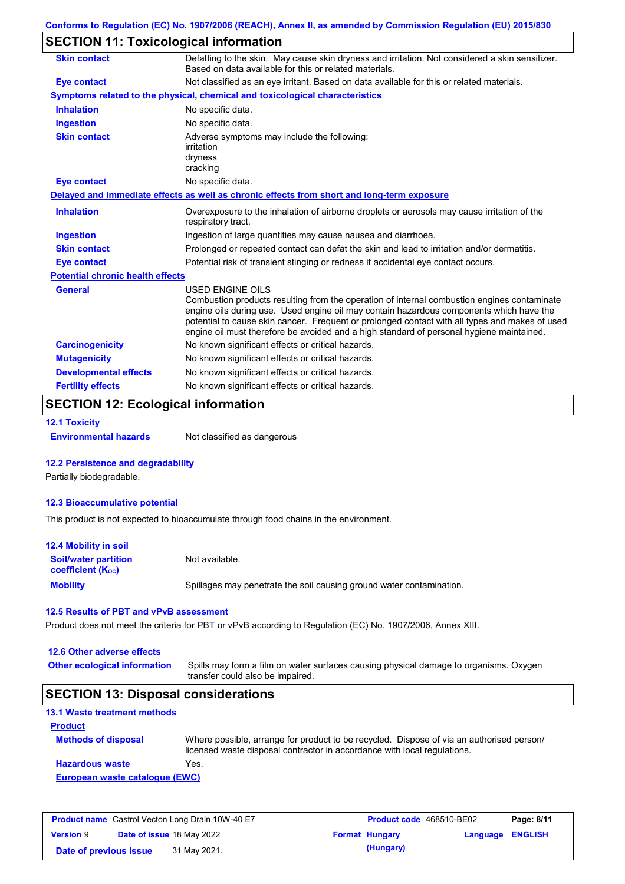Conforms to Regulation (EC) No. 1907/2006 (REACH), Annex II, as amended by Commission Regulation (EU) 2015/830

## SECTION 11: Toxicological information

| | |
|---|---|
| **Skin contact** | Defatting to the skin. May cause skin dryness and irritation. Not considered a skin sensitizer. Based on data available for this or related materials. |
| **Eye contact** | Not classified as an eye irritant. Based on data available for this or related materials. |

**Symptoms related to the physical, chemical and toxicological characteristics**

| | |
|---|---|
| **Inhalation** | No specific data. |
| **Ingestion** | No specific data. |
| **Skin contact** | Adverse symptoms may include the following:<br>irritation<br>dryness<br>cracking |
| **Eye contact** | No specific data. |

**Delayed and immediate effects as well as chronic effects from short and long-term exposure**

| | |
|---|---|
| **Inhalation** | Overexposure to the inhalation of airborne droplets or aerosols may cause irritation of the respiratory tract. |
| **Ingestion** | Ingestion of large quantities may cause nausea and diarrhoea. |
| **Skin contact** | Prolonged or repeated contact can defat the skin and lead to irritation and/or dermatitis. |
| **Eye contact** | Potential risk of transient stinging or redness if accidental eye contact occurs. |

**Potential chronic health effects**

| | |
|---|---|
| **General** | USED ENGINE OILS<br>Combustion products resulting from the operation of internal combustion engines contaminate engine oils during use. Used engine oil may contain hazardous components which have the potential to cause skin cancer. Frequent or prolonged contact with all types and makes of used engine oil must therefore be avoided and a high standard of personal hygiene maintained. |
| **Carcinogenicity** | No known significant effects or critical hazards. |
| **Mutagenicity** | No known significant effects or critical hazards. |
| **Developmental effects** | No known significant effects or critical hazards. |
| **Fertility effects** | No known significant effects or critical hazards. |

## SECTION 12: Ecological information

### 12.1 Toxicity

**Environmental hazards** Not classified as dangerous

### 12.2 Persistence and degradability

Partially biodegradable.

### 12.3 Bioaccumulative potential

This product is not expected to bioaccumulate through food chains in the environment.

### 12.4 Mobility in soil

| | |
|---|---|
| **Soil/water partition coefficient ($K_{OC}$)** | Not available. |
| **Mobility** | Spillages may penetrate the soil causing ground water contamination. |

### 12.5 Results of PBT and vPvB assessment

Product does not meet the criteria for PBT or vPvB according to Regulation (EC) No. 1907/2006, Annex XIII.

### 12.6 Other adverse effects

**Other ecological information** Spills may form a film on water surfaces causing physical damage to organisms. Oxygen transfer could also be impaired.

## SECTION 13: Disposal considerations

### 13.1 Waste treatment methods

**Product**

| | |
|---|---|
| **Methods of disposal** | Where possible, arrange for product to be recycled. Dispose of via an authorised person/ licensed waste disposal contractor in accordance with local regulations. |
| **Hazardous waste** | Yes. |

**European waste catalogue (EWC)**

| | | | |
|---|---|---|---|
| **Product name** Castrol Vecton Long Drain 10W-40 E7 | | **Product code** 468510-BE02 | **Page: 8/11** |
| **Version** 9 | **Date of issue** 18 May 2022 | **Format** Hungary (Hungary) | **Language** ENGLISH |
| **Date of previous issue** | 31 May 2021. | | |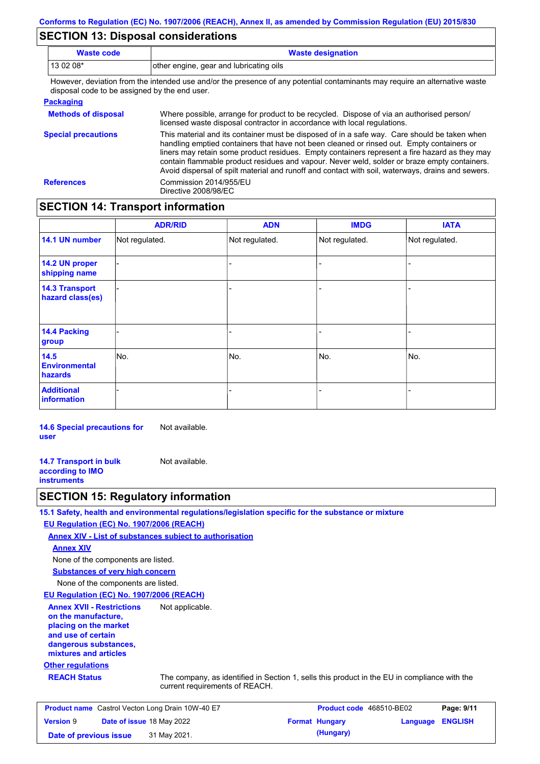## SECTION 13: Disposal considerations

| Waste code | Waste designation |
| --- | --- |
| 13 02 08* | other engine, gear and lubricating oils |

However, deviation from the intended use and/or the presence of any potential contaminants may require an alternative waste disposal code to be assigned by the end user.

**Packaging**

**Methods of disposal** Where possible, arrange for product to be recycled. Dispose of via an authorised person/ licensed waste disposal contractor in accordance with local regulations.

**Special precautions** This material and its container must be disposed of in a safe way. Care should be taken when handling emptied containers that have not been cleaned or rinsed out. Empty containers or liners may retain some product residues. Empty containers represent a fire hazard as they may contain flammable product residues and vapour. Never weld, solder or braze empty containers. Avoid dispersal of spilt material and runoff and contact with soil, waterways, drains and sewers.

**References** Commission 2014/955/EU
Directive 2008/98/EC

## SECTION 14: Transport information

| | ADR/RID | ADN | IMDG | IATA |
| --- | --- | --- | --- | --- |
| **14.1 UN number** | Not regulated. | Not regulated. | Not regulated. | Not regulated. |
| **14.2 UN proper shipping name** | - | - | - | - |
| **14.3 Transport hazard class(es)** | - | - | - | - |
| **14.4 Packing group** | - | - | - | - |
| **14.5 Environmental hazards** | No. | No. | No. | No. |
| **Additional information** | - | - | - | - |

**14.6 Special precautions for user** Not available.

**14.7 Transport in bulk according to IMO instruments** Not available.

## SECTION 15: Regulatory information

**15.1 Safety, health and environmental regulations/legislation specific for the substance or mixture**

**EU Regulation (EC) No. 1907/2006 (REACH)**

**Annex XIV - List of substances subject to authorisation**

**Annex XIV**

None of the components are listed.

**Substances of very high concern**

None of the components are listed.

**EU Regulation (EC) No. 1907/2006 (REACH)**

**Annex XVII - Restrictions on the manufacture, placing on the market and use of certain dangerous substances, mixtures and articles** Not applicable.

**Other regulations**

**REACH Status** The company, as identified in Section 1, sells this product in the EU in compliance with the current requirements of REACH.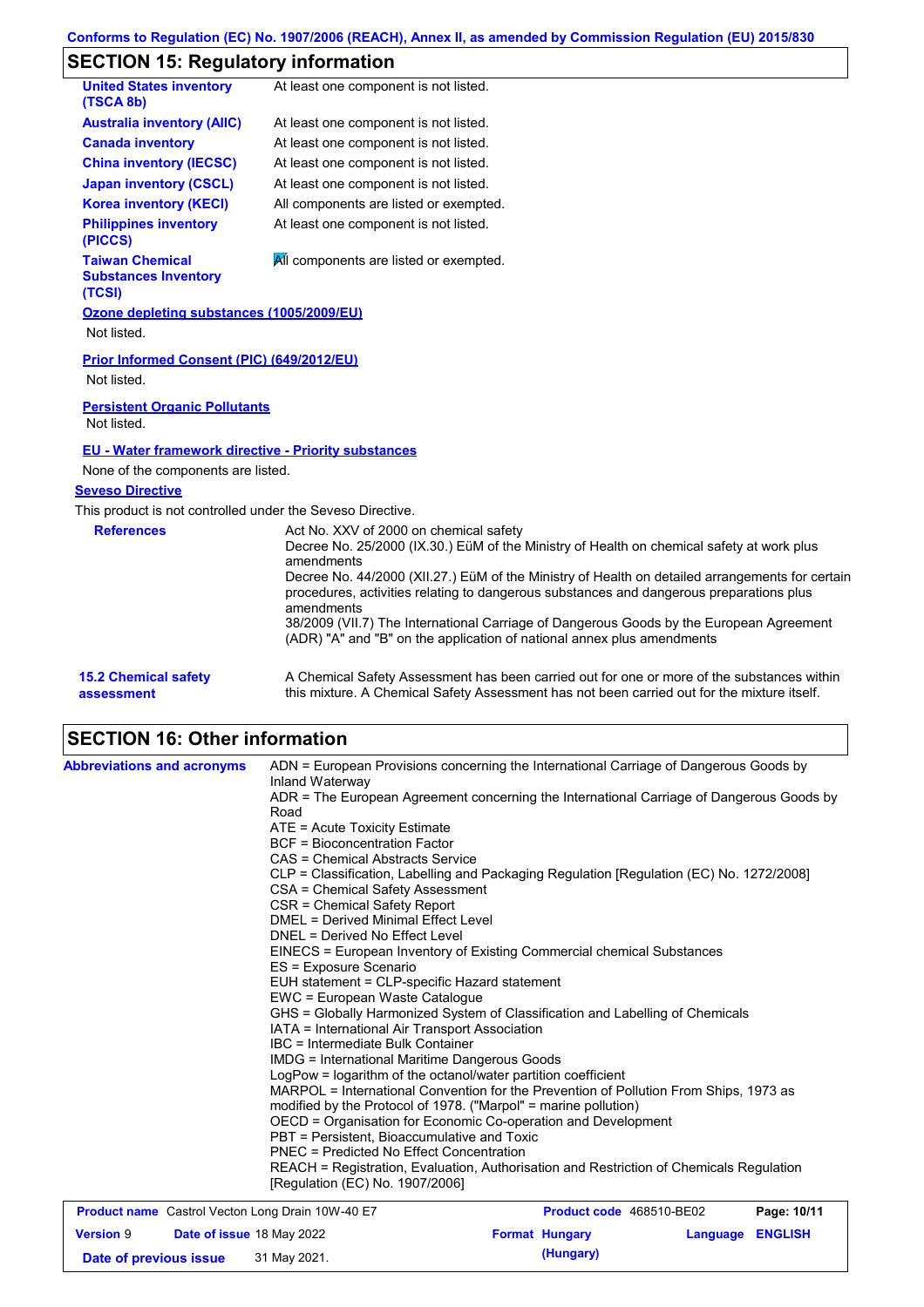## SECTION 15: Regulatory information

| | |
|---|---|
| **United States inventory (TSCA 8b)** | At least one component is not listed. |
| **Australia inventory (AIIC)** | At least one component is not listed. |
| **Canada inventory** | At least one component is not listed. |
| **China inventory (IECSC)** | At least one component is not listed. |
| **Japan inventory (CSCL)** | At least one component is not listed. |
| **Korea inventory (KECI)** | All components are listed or exempted. |
| **Philippines inventory (PICCS)** | At least one component is not listed. |
| **Taiwan Chemical Substances Inventory (TCSI)** | All components are listed or exempted. |

**Ozone depleting substances (1005/2009/EU)**

Not listed.

**Prior Informed Consent (PIC) (649/2012/EU)**

Not listed.

**Persistent Organic Pollutants**

Not listed.

**EU - Water framework directive - Priority substances**

None of the components are listed.

**Seveso Directive**

This product is not controlled under the Seveso Directive.

**References**

Act No. XXV of 2000 on chemical safety
Decree No. 25/2000 (IX.30.) EüM of the Ministry of Health on chemical safety at work plus amendments
Decree No. 44/2000 (XII.27.) EüM of the Ministry of Health on detailed arrangements for certain procedures, activities relating to dangerous substances and dangerous preparations plus amendments
38/2009 (VII.7) The International Carriage of Dangerous Goods by the European Agreement (ADR) "A" and "B" on the application of national annex plus amendments

**15.2 Chemical safety assessment**

A Chemical Safety Assessment has been carried out for one or more of the substances within this mixture. A Chemical Safety Assessment has not been carried out for the mixture itself.

## SECTION 16: Other information

**Abbreviations and acronyms**

ADN = European Provisions concerning the International Carriage of Dangerous Goods by Inland Waterway
ADR = The European Agreement concerning the International Carriage of Dangerous Goods by Road
ATE = Acute Toxicity Estimate
BCF = Bioconcentration Factor
CAS = Chemical Abstracts Service
CLP = Classification, Labelling and Packaging Regulation [Regulation (EC) No. 1272/2008]
CSA = Chemical Safety Assessment
CSR = Chemical Safety Report
DMEL = Derived Minimal Effect Level
DNEL = Derived No Effect Level
EINECS = European Inventory of Existing Commercial chemical Substances
ES = Exposure Scenario
EUH statement = CLP-specific Hazard statement
EWC = European Waste Catalogue
GHS = Globally Harmonized System of Classification and Labelling of Chemicals
IATA = International Air Transport Association
IBC = Intermediate Bulk Container
IMDG = International Maritime Dangerous Goods
LogPow = logarithm of the octanol/water partition coefficient
MARPOL = International Convention for the Prevention of Pollution From Ships, 1973 as modified by the Protocol of 1978. ("Marpol" = marine pollution)
OECD = Organisation for Economic Co-operation and Development
PBT = Persistent, Bioaccumulative and Toxic
PNEC = Predicted No Effect Concentration
REACH = Registration, Evaluation, Authorisation and Restriction of Chemicals Regulation [Regulation (EC) No. 1907/2006]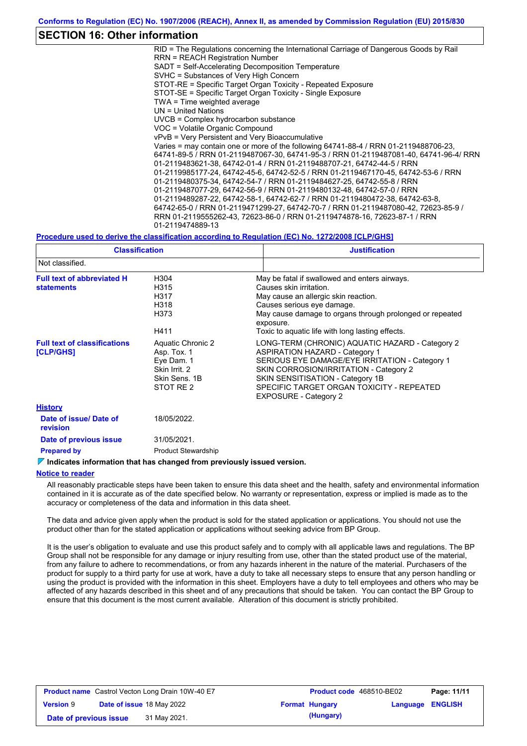## SECTION 16: Other information

RID = The Regulations concerning the International Carriage of Dangerous Goods by Rail
RRN = REACH Registration Number
SADT = Self-Accelerating Decomposition Temperature
SVHC = Substances of Very High Concern
STOT-RE = Specific Target Organ Toxicity - Repeated Exposure
STOT-SE = Specific Target Organ Toxicity - Single Exposure
TWA = Time weighted average
UN = United Nations
UVCB = Complex hydrocarbon substance
VOC = Volatile Organic Compound
vPvB = Very Persistent and Very Bioaccumulative
Varies = may contain one or more of the following 64741-88-4 / RRN 01-2119488706-23, 64741-89-5 / RRN 01-2119487067-30, 64741-95-3 / RRN 01-2119487081-40, 64741-96-4/ RRN 01-2119483621-38, 64742-01-4 / RRN 01-2119488707-21, 64742-44-5 / RRN 01-2119985177-24, 64742-45-6, 64742-52-5 / RRN 01-2119467170-45, 64742-53-6 / RRN 01-2119480375-34, 64742-54-7 / RRN 01-2119484627-25, 64742-55-8 / RRN 01-2119487077-29, 64742-56-9 / RRN 01-2119480132-48, 64742-57-0 / RRN 01-2119489287-22, 64742-58-1, 64742-62-7 / RRN 01-2119480472-38, 64742-63-8, 64742-65-0 / RRN 01-2119471299-27, 64742-70-7 / RRN 01-2119487080-42, 72623-85-9 / RRN 01-2119555262-43, 72623-86-0 / RRN 01-2119474878-16, 72623-87-1 / RRN 01-2119474889-13

**Procedure used to derive the classification according to Regulation (EC) No. 1272/2008 [CLP/GHS]**

| Classification | Justification |
|---|---|
| Not classified. | |

**Full text of abbreviated H statements**

| | | |
|---|---|---|
| H304 | May be fatal if swallowed and enters airways. |
| H315 | Causes skin irritation. |
| H317 | May cause an allergic skin reaction. |
| H318 | Causes serious eye damage. |
| H373 | May cause damage to organs through prolonged or repeated exposure. |
| H411 | Toxic to aquatic life with long lasting effects. |

**Full text of classifications [CLP/GHS]**

| | |
|---|---|
| Aquatic Chronic 2 | LONG-TERM (CHRONIC) AQUATIC HAZARD - Category 2 |
| Asp. Tox. 1 | ASPIRATION HAZARD - Category 1 |
| Eye Dam. 1 | SERIOUS EYE DAMAGE/EYE IRRITATION - Category 1 |
| Skin Irrit. 2 | SKIN CORROSION/IRRITATION - Category 2 |
| Skin Sens. 1B | SKIN SENSITISATION - Category 1B |
| STOT RE 2 | SPECIFIC TARGET ORGAN TOXICITY - REPEATED EXPOSURE - Category 2 |

**History**

**Date of issue/ Date of revision** 18/05/2022.

**Date of previous issue** 31/05/2021.

**Prepared by** Product Stewardship

**Indicates information that has changed from previously issued version.**

**Notice to reader**

All reasonably practicable steps have been taken to ensure this data sheet and the health, safety and environmental information contained in it is accurate as of the date specified below. No warranty or representation, express or implied is made as to the accuracy or completeness of the data and information in this data sheet.

The data and advice given apply when the product is sold for the stated application or applications. You should not use the product other than for the stated application or applications without seeking advice from BP Group.

It is the user's obligation to evaluate and use this product safely and to comply with all applicable laws and regulations. The BP Group shall not be responsible for any damage or injury resulting from use, other than the stated product use of the material, from any failure to adhere to recommendations, or from any hazards inherent in the nature of the material. Purchasers of the product for supply to a third party for use at work, have a duty to take all necessary steps to ensure that any person handling or using the product is provided with the information in this sheet. Employers have a duty to tell employees and others who may be affected of any hazards described in this sheet and of any precautions that should be taken. You can contact the BP Group to ensure that this document is the most current available. Alteration of this document is strictly prohibited.